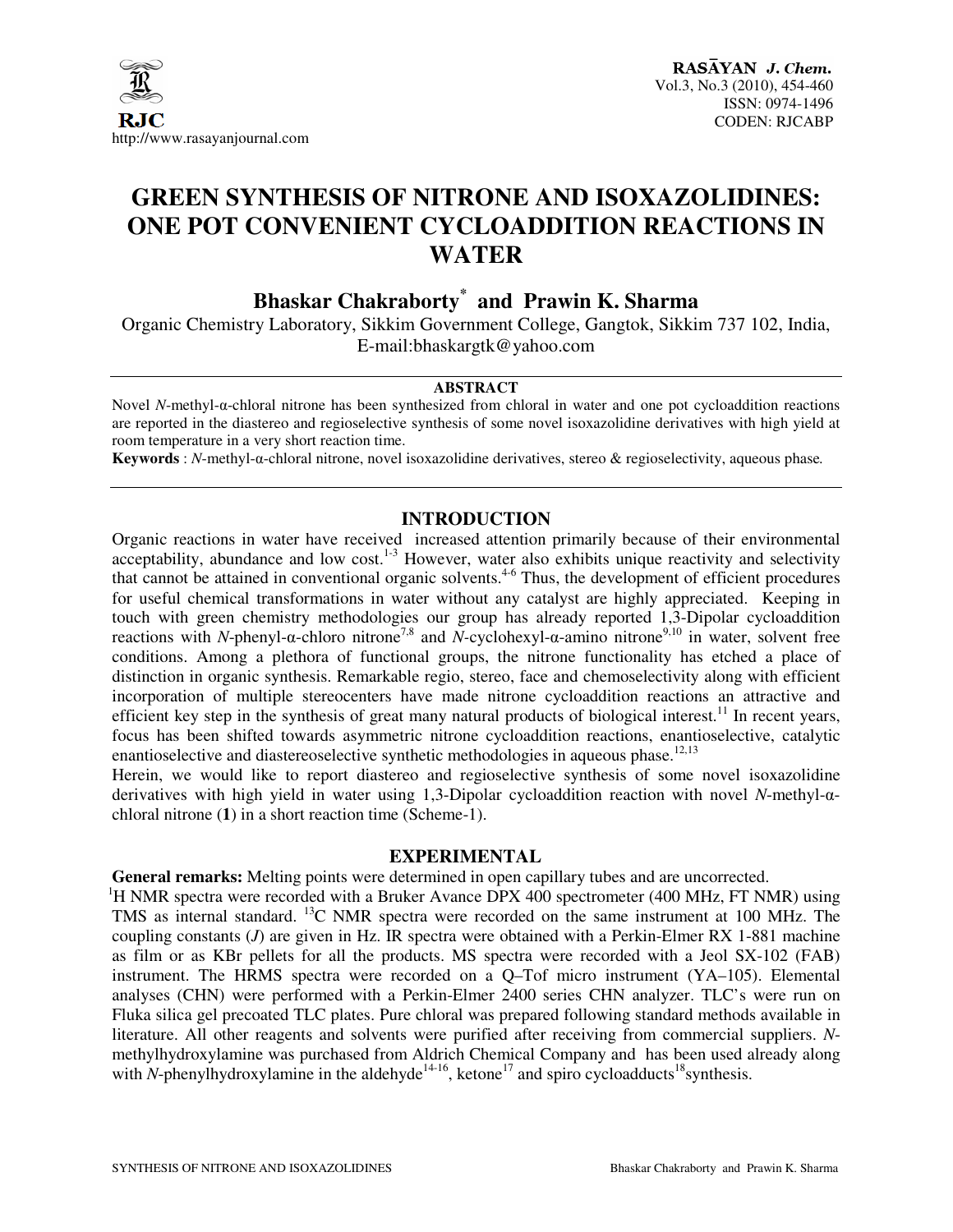# GREEN SYNTHESIS OF NITRONE AND ISOXAZOLIDINES: ONE POT CONVENIENT CYCLOADDITION REACTIONS IN WATER

**Bhaskar Chakraborty*** **and Prawin K. Sharma**

Organic Chemistry Laboratory, Sikkim Government College, Gangtok, Sikkim 737 102, India, E-mail:bhaskargtk@yahoo.com

## ABSTRACT

Novel *N*-methyl-α-chloral nitrone has been synthesized from chloral in water and one pot cycloaddition reactions are reported in the diastereo and regioselective synthesis of some novel isoxazolidine derivatives with high yield at room temperature in a very short reaction time.

**Keywords** : *N*-methyl-α-chloral nitrone, novel isoxazolidine derivatives, stereo & regioselectivity, aqueous phase.

## INTRODUCTION

Organic reactions in water have received increased attention primarily because of their environmental acceptability, abundance and low cost.[1-3] However, water also exhibits unique reactivity and selectivity that cannot be attained in conventional organic solvents.[4-6] Thus, the development of efficient procedures for useful chemical transformations in water without any catalyst are highly appreciated. Keeping in touch with green chemistry methodologies our group has already reported 1,3-Dipolar cycloaddition reactions with *N*-phenyl-α-chloro nitrone[7,8] and *N*-cyclohexyl-α-amino nitrone[9,10] in water, solvent free conditions. Among a plethora of functional groups, the nitrone functionality has etched a place of distinction in organic synthesis. Remarkable regio, stereo, face and chemoselectivity along with efficient incorporation of multiple stereocenters have made nitrone cycloaddition reactions an attractive and efficient key step in the synthesis of great many natural products of biological interest.[11] In recent years, focus has been shifted towards asymmetric nitrone cycloaddition reactions, enantioselective, catalytic enantioselective and diastereoselective synthetic methodologies in aqueous phase.[12,13]

Herein, we would like to report diastereo and regioselective synthesis of some novel isoxazolidine derivatives with high yield in water using 1,3-Dipolar cycloaddition reaction with novel *N*-methyl-α-chloral nitrone (**1**) in a short reaction time (Scheme-1).

## EXPERIMENTAL

**General remarks:** Melting points were determined in open capillary tubes and are uncorrected.

$^1$H NMR spectra were recorded with a Bruker Avance DPX 400 spectrometer (400 MHz, FT NMR) using TMS as internal standard. $^{13}$C NMR spectra were recorded on the same instrument at 100 MHz. The coupling constants (*J*) are given in Hz. IR spectra were obtained with a Perkin-Elmer RX 1-881 machine as film or as KBr pellets for all the products. MS spectra were recorded with a Jeol SX-102 (FAB) instrument. The HRMS spectra were recorded on a Q–Tof micro instrument (YA–105). Elemental analyses (CHN) were performed with a Perkin-Elmer 2400 series CHN analyzer. TLC's were run on Fluka silica gel precoated TLC plates. Pure chloral was prepared following standard methods available in literature. All other reagents and solvents were purified after receiving from commercial suppliers. *N*-methylhydroxylamine was purchased from Aldrich Chemical Company and has been used already along with *N*-phenylhydroxylamine in the aldehyde[14-16], ketone[17] and spiro cycloadducts[18]synthesis.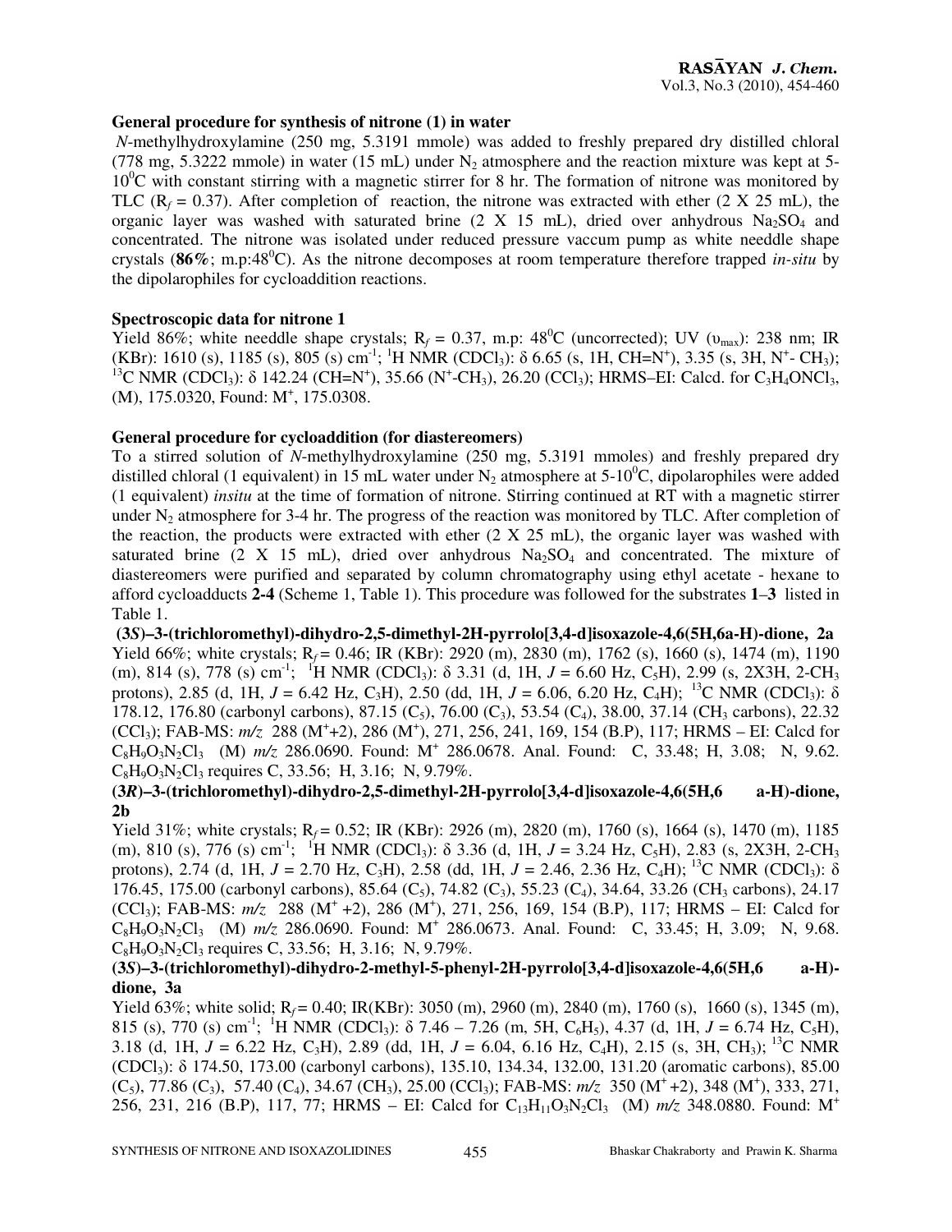### General procedure for synthesis of nitrone (1) in water

*N*-methylhydroxylamine (250 mg, 5.3191 mmole) was added to freshly prepared dry distilled chloral (778 mg, 5.3222 mmole) in water (15 mL) under $N_2$ atmosphere and the reaction mixture was kept at 5-10$^0$C with constant stirring with a magnetic stirrer for 8 hr. The formation of nitrone was monitored by TLC ($R_f$ = 0.37). After completion of reaction, the nitrone was extracted with ether (2 X 25 mL), the organic layer was washed with saturated brine (2 X 15 mL), dried over anhydrous $Na_2SO_4$ and concentrated. The nitrone was isolated under reduced pressure vaccum pump as white needdle shape crystals (**86%**; m.p:48$^0$C). As the nitrone decomposes at room temperature therefore trapped *in-situ* by the dipolarophiles for cycloaddition reactions.

### Spectroscopic data for nitrone 1

Yield 86%; white needdle shape crystals; $R_f$ = 0.37, m.p: 48$^0$C (uncorrected); UV ($\upsilon_{max}$): 238 nm; IR (KBr): 1610 (s), 1185 (s), 805 (s) cm$^{-1}$; $^1$H NMR ($CDCl_3$): δ 6.65 (s, 1H, CH=N$^+$), 3.35 (s, 3H, N$^+$- $CH_3$); $^{13}$C NMR ($CDCl_3$): δ 142.24 (CH=N$^+$), 35.66 (N$^+$-$CH_3$), 26.20 ($CCl_3$); HRMS–EI: Calcd. for $C_3H_4ONCl_3$, (M), 175.0320, Found: M$^+$, 175.0308.

### General procedure for cycloaddition (for diastereomers)

To a stirred solution of *N*-methylhydroxylamine (250 mg, 5.3191 mmoles) and freshly prepared dry distilled chloral (1 equivalent) in 15 mL water under $N_2$ atmosphere at 5-10$^0$C, dipolarophiles were added (1 equivalent) *insitu* at the time of formation of nitrone. Stirring continued at RT with a magnetic stirrer under $N_2$ atmosphere for 3-4 hr. The progress of the reaction was monitored by TLC. After completion of the reaction, the products were extracted with ether (2 X 25 mL), the organic layer was washed with saturated brine (2 X 15 mL), dried over anhydrous $Na_2SO_4$ and concentrated. The mixture of diastereomers were purified and separated by column chromatography using ethyl acetate - hexane to afford cycloadducts **2-4** (Scheme 1, Table 1). This procedure was followed for the substrates **1**–**3** listed in Table 1.

**(3*S*)–3-(trichloromethyl)-dihydro-2,5-dimethyl-2H-pyrrolo[3,4-d]isoxazole-4,6(5H,6a-H)-dione, 2a**

Yield 66%; white crystals; $R_f$ = 0.46; IR (KBr): 2920 (m), 2830 (m), 1762 (s), 1660 (s), 1474 (m), 1190 (m), 814 (s), 778 (s) cm$^{-1}$; $^1$H NMR ($CDCl_3$): δ 3.31 (d, 1H, *J* = 6.60 Hz, $C_5H$), 2.99 (s, 2X3H, 2-$CH_3$ protons), 2.85 (d, 1H, *J* = 6.42 Hz, $C_3H$), 2.50 (dd, 1H, *J* = 6.06, 6.20 Hz, $C_4H$); $^{13}$C NMR ($CDCl_3$): δ 178.12, 176.80 (carbonyl carbons), 87.15 ($C_5$), 76.00 ($C_3$), 53.54 ($C_4$), 38.00, 37.14 ($CH_3$ carbons), 22.32 ($CCl_3$); FAB-MS: *m/z* 288 (M$^+$+2), 286 (M$^+$), 271, 256, 241, 169, 154 (B.P), 117; HRMS – EI: Calcd for $C_8H_9O_3N_2Cl_3$ (M) *m/z* 286.0690. Found: M$^+$ 286.0678. Anal. Found: C, 33.48; H, 3.08; N, 9.62. $C_8H_9O_3N_2Cl_3$ requires C, 33.56; H, 3.16; N, 9.79%.

**(3*R*)–3-(trichloromethyl)-dihydro-2,5-dimethyl-2H-pyrrolo[3,4-d]isoxazole-4,6(5H,6 a-H)-dione, 2b**

Yield 31%; white crystals; $R_f$ = 0.52; IR (KBr): 2926 (m), 2820 (m), 1760 (s), 1664 (s), 1470 (m), 1185 (m), 810 (s), 776 (s) cm$^{-1}$; $^1$H NMR ($CDCl_3$): δ 3.36 (d, 1H, *J* = 3.24 Hz, $C_5H$), 2.83 (s, 2X3H, 2-$CH_3$ protons), 2.74 (d, 1H, *J* = 2.70 Hz, $C_3H$), 2.58 (dd, 1H, *J* = 2.46, 2.36 Hz, $C_4H$); $^{13}$C NMR ($CDCl_3$): δ 176.45, 175.00 (carbonyl carbons), 85.64 ($C_5$), 74.82 ($C_3$), 55.23 ($C_4$), 34.64, 33.26 ($CH_3$ carbons), 24.17 ($CCl_3$); FAB-MS: *m/z* 288 (M$^+$ +2), 286 (M$^+$), 271, 256, 169, 154 (B.P), 117; HRMS – EI: Calcd for $C_8H_9O_3N_2Cl_3$ (M) *m/z* 286.0690. Found: M$^+$ 286.0673. Anal. Found: C, 33.45; H, 3.09; N, 9.68. $C_8H_9O_3N_2Cl_3$ requires C, 33.56; H, 3.16; N, 9.79%.

**(3*S*)–3-(trichloromethyl)-dihydro-2-methyl-5-phenyl-2H-pyrrolo[3,4-d]isoxazole-4,6(5H,6 a-H)-dione, 3a**

Yield 63%; white solid; $R_f$ = 0.40; IR(KBr): 3050 (m), 2960 (m), 2840 (m), 1760 (s), 1660 (s), 1345 (m), 815 (s), 770 (s) cm$^{-1}$; $^1$H NMR ($CDCl_3$): δ 7.46 – 7.26 (m, 5H, $C_6H_5$), 4.37 (d, 1H, *J* = 6.74 Hz, $C_5H$), 3.18 (d, 1H, *J* = 6.22 Hz, $C_3H$), 2.89 (dd, 1H, *J* = 6.04, 6.16 Hz, $C_4H$), 2.15 (s, 3H, $CH_3$); $^{13}$C NMR ($CDCl_3$): δ 174.50, 173.00 (carbonyl carbons), 135.10, 134.34, 132.00, 131.20 (aromatic carbons), 85.00 ($C_5$), 77.86 ($C_3$), 57.40 ($C_4$), 34.67 ($CH_3$), 25.00 ($CCl_3$); FAB-MS: *m/z* 350 (M$^+$+2), 348 (M$^+$), 333, 271, 256, 231, 216 (B.P), 117, 77; HRMS – EI: Calcd for $C_{13}H_{11}O_3N_2Cl_3$ (M) *m/z* 348.0880. Found: M$^+$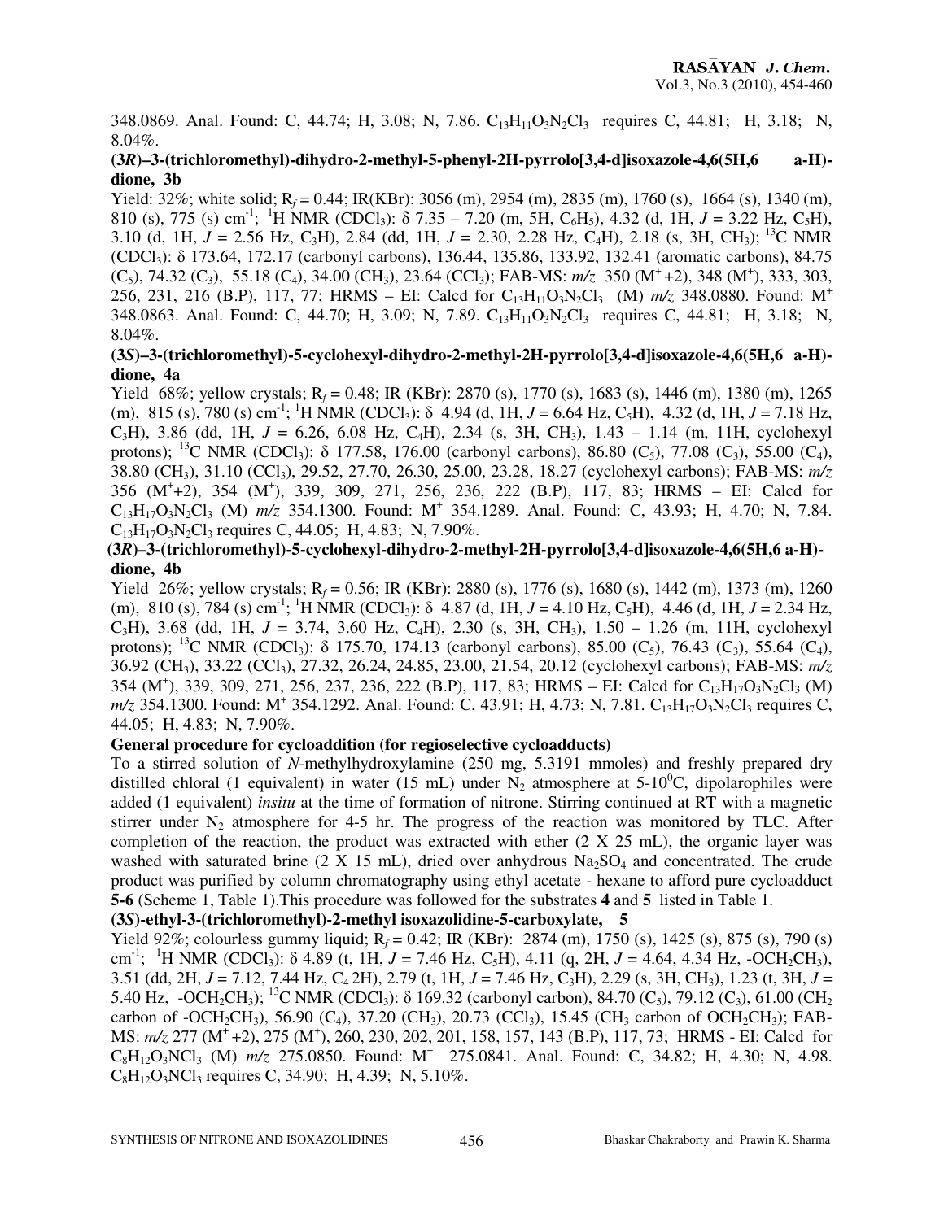348.0869. Anal. Found: C, 44.74; H, 3.08; N, 7.86. $C_{13}H_{11}O_3N_2Cl_3$ requires C, 44.81; H, 3.18; N, 8.04%.

**(3*R*)–3-(trichloromethyl)-dihydro-2-methyl-5-phenyl-2H-pyrrolo[3,4-d]isoxazole-4,6(5H,6 a-H)-dione, 3b**

Yield: 32%; white solid; $R_f$ = 0.44; IR(KBr): 3056 (m), 2954 (m), 2835 (m), 1760 (s), 1664 (s), 1340 (m), 810 (s), 775 (s) $cm^{-1}$; $^1$H NMR ($CDCl_3$): δ 7.35 – 7.20 (m, 5H, $C_6H_5$), 4.32 (d, 1H, *J* = 3.22 Hz, $C_5$H), 3.10 (d, 1H, *J* = 2.56 Hz, $C_3$H), 2.84 (dd, 1H, *J* = 2.30, 2.28 Hz, $C_4$H), 2.18 (s, 3H, $CH_3$); $^{13}$C NMR ($CDCl_3$): δ 173.64, 172.17 (carbonyl carbons), 136.44, 135.86, 133.92, 132.41 (aromatic carbons), 84.75 ($C_5$), 74.32 ($C_3$), 55.18 ($C_4$), 34.00 ($CH_3$), 23.64 ($CCl_3$); FAB-MS: *m/z* 350 ($M^+$+2), 348 ($M^+$), 333, 303, 256, 231, 216 (B.P), 117, 77; HRMS – EI: Calcd for $C_{13}H_{11}O_3N_2Cl_3$ (M) *m/z* 348.0880. Found: $M^+$ 348.0863. Anal. Found: C, 44.70; H, 3.09; N, 7.89. $C_{13}H_{11}O_3N_2Cl_3$ requires C, 44.81; H, 3.18; N, 8.04%.

**(3*S*)–3-(trichloromethyl)-5-cyclohexyl-dihydro-2-methyl-2H-pyrrolo[3,4-d]isoxazole-4,6(5H,6 a-H)-dione, 4a**

Yield 68%; yellow crystals; $R_f$ = 0.48; IR (KBr): 2870 (s), 1770 (s), 1683 (s), 1446 (m), 1380 (m), 1265 (m), 815 (s), 780 (s) $cm^{-1}$; $^1$H NMR ($CDCl_3$): δ 4.94 (d, 1H, *J* = 6.64 Hz, $C_5$H), 4.32 (d, 1H, *J* = 7.18 Hz, $C_3$H), 3.86 (dd, 1H, *J* = 6.26, 6.08 Hz, $C_4$H), 2.34 (s, 3H, $CH_3$), 1.43 – 1.14 (m, 11H, cyclohexyl protons); $^{13}$C NMR ($CDCl_3$): δ 177.58, 176.00 (carbonyl carbons), 86.80 ($C_5$), 77.08 ($C_3$), 55.00 ($C_4$), 38.80 ($CH_3$), 31.10 ($CCl_3$), 29.52, 27.70, 26.30, 25.00, 23.28, 18.27 (cyclohexyl carbons); FAB-MS: *m/z* 356 ($M^+$+2), 354 ($M^+$), 339, 309, 271, 256, 236, 222 (B.P), 117, 83; HRMS – EI: Calcd for $C_{13}H_{17}O_3N_2Cl_3$ (M) *m/z* 354.1300. Found: $M^+$ 354.1289. Anal. Found: C, 43.93; H, 4.70; N, 7.84. $C_{13}H_{17}O_3N_2Cl_3$ requires C, 44.05; H, 4.83; N, 7.90%.

**(3*R*)–3-(trichloromethyl)-5-cyclohexyl-dihydro-2-methyl-2H-pyrrolo[3,4-d]isoxazole-4,6(5H,6 a-H)-dione, 4b**

Yield 26%; yellow crystals; $R_f$ = 0.56; IR (KBr): 2880 (s), 1776 (s), 1680 (s), 1442 (m), 1373 (m), 1260 (m), 810 (s), 784 (s) $cm^{-1}$; $^1$H NMR ($CDCl_3$): δ 4.87 (d, 1H, *J* = 4.10 Hz, $C_5$H), 4.46 (d, 1H, *J* = 2.34 Hz, $C_3$H), 3.68 (dd, 1H, *J* = 3.74, 3.60 Hz, $C_4$H), 2.30 (s, 3H, $CH_3$), 1.50 – 1.26 (m, 11H, cyclohexyl protons); $^{13}$C NMR ($CDCl_3$): δ 175.70, 174.13 (carbonyl carbons), 85.00 ($C_5$), 76.43 ($C_3$), 55.64 ($C_4$), 36.92 ($CH_3$), 33.22 ($CCl_3$), 27.32, 26.24, 24.85, 23.00, 21.54, 20.12 (cyclohexyl carbons); FAB-MS: *m/z* 354 ($M^+$), 339, 309, 271, 256, 237, 236, 222 (B.P), 117, 83; HRMS – EI: Calcd for $C_{13}H_{17}O_3N_2Cl_3$ (M) *m/z* 354.1300. Found: $M^+$ 354.1292. Anal. Found: C, 43.91; H, 4.73; N, 7.81. $C_{13}H_{17}O_3N_2Cl_3$ requires C, 44.05; H, 4.83; N, 7.90%.

**General procedure for cycloaddition (for regioselective cycloadducts)**

To a stirred solution of *N*-methylhydroxylamine (250 mg, 5.3191 mmoles) and freshly prepared dry distilled chloral (1 equivalent) in water (15 mL) under $N_2$ atmosphere at 5-10$^0$C, dipolarophiles were added (1 equivalent) *insitu* at the time of formation of nitrone. Stirring continued at RT with a magnetic stirrer under $N_2$ atmosphere for 4-5 hr. The progress of the reaction was monitored by TLC. After completion of the reaction, the product was extracted with ether (2 X 25 mL), the organic layer was washed with saturated brine (2 X 15 mL), dried over anhydrous $Na_2SO_4$ and concentrated. The crude product was purified by column chromatography using ethyl acetate - hexane to afford pure cycloadduct **5-6** (Scheme 1, Table 1).This procedure was followed for the substrates **4** and **5** listed in Table 1.

**(3*S*)-ethyl-3-(trichloromethyl)-2-methyl isoxazolidine-5-carboxylate, 5**

Yield 92%; colourless gummy liquid; $R_f$ = 0.42; IR (KBr): 2874 (m), 1750 (s), 1425 (s), 875 (s), 790 (s) $cm^{-1}$; $^1$H NMR ($CDCl_3$): δ 4.89 (t, 1H, *J* = 7.46 Hz, $C_5$H), 4.11 (q, 2H, *J* = 4.64, 4.34 Hz, -$OCH_2CH_3$), 3.51 (dd, 2H, *J* = 7.12, 7.44 Hz, $C_4$ 2H), 2.79 (t, 1H, *J* = 7.46 Hz, $C_3$H), 2.29 (s, 3H, $CH_3$), 1.23 (t, 3H, *J* = 5.40 Hz, -$OCH_2CH_3$); $^{13}$C NMR ($CDCl_3$): δ 169.32 (carbonyl carbon), 84.70 ($C_5$), 79.12 ($C_3$), 61.00 ($CH_2$ carbon of -$OCH_2CH_3$), 56.90 ($C_4$), 37.20 ($CH_3$), 20.73 ($CCl_3$), 15.45 ($CH_3$ carbon of $OCH_2CH_3$); FAB-MS: *m/z* 277 ($M^+$+2), 275 ($M^+$), 260, 230, 202, 201, 158, 157, 143 (B.P), 117, 73; HRMS - EI: Calcd for $C_8H_{12}O_3NCl_3$ (M) *m/z* 275.0850. Found: $M^+$ 275.0841. Anal. Found: C, 34.82; H, 4.30; N, 4.98. $C_8H_{12}O_3NCl_3$ requires C, 34.90; H, 4.39; N, 5.10%.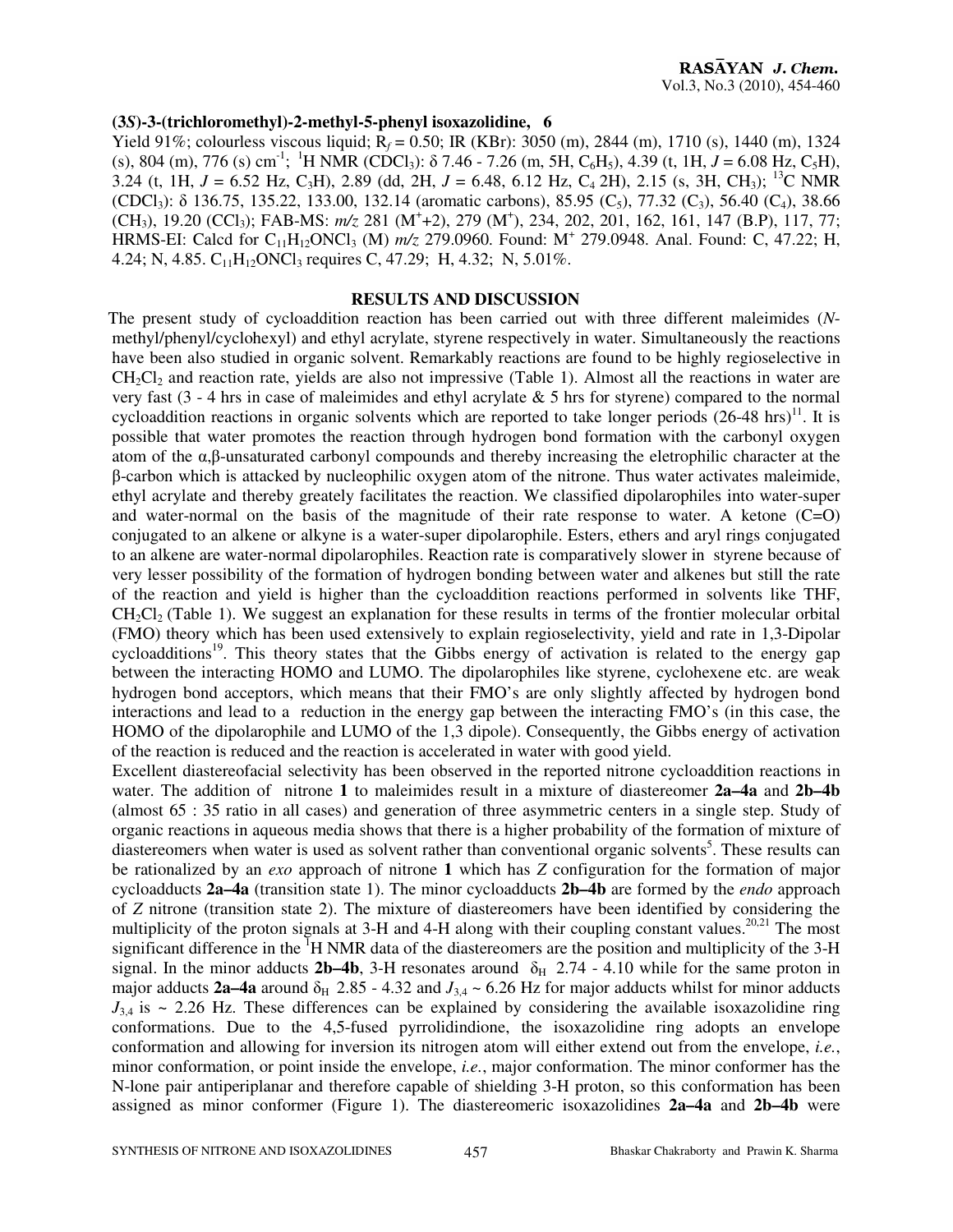**(3*S*)-3-(trichloromethyl)-2-methyl-5-phenyl isoxazolidine, 6**

Yield 91%; colourless viscous liquid; $R_f$ = 0.50; IR (KBr): 3050 (m), 2844 (m), 1710 (s), 1440 (m), 1324 (s), 804 (m), 776 (s) $cm^{-1}$; $^1$H NMR ($CDCl_3$): δ 7.46 - 7.26 (m, 5H, $C_6H_5$), 4.39 (t, 1H, *J* = 6.08 Hz, $C_5$H), 3.24 (t, 1H, *J* = 6.52 Hz, $C_3$H), 2.89 (dd, 2H, *J* = 6.48, 6.12 Hz, $C_4$ 2H), 2.15 (s, 3H, $CH_3$); $^{13}$C NMR ($CDCl_3$): δ 136.75, 135.22, 133.00, 132.14 (aromatic carbons), 85.95 ($C_5$), 77.32 ($C_3$), 56.40 ($C_4$), 38.66 ($CH_3$), 19.20 ($CCl_3$); FAB-MS: *m/z* 281 ($M^+$+2), 279 ($M^+$), 234, 202, 201, 162, 161, 147 (B.P), 117, 77; HRMS-EI: Calcd for $C_{11}H_{12}ONCl_3$ (M) *m/z* 279.0960. Found: $M^+$ 279.0948. Anal. Found: C, 47.22; H, 4.24; N, 4.85. $C_{11}H_{12}ONCl_3$ requires C, 47.29; H, 4.32; N, 5.01%.

## RESULTS AND DISCUSSION

The present study of cycloaddition reaction has been carried out with three different maleimides (*N*-methyl/phenyl/cyclohexyl) and ethyl acrylate, styrene respectively in water. Simultaneously the reactions have been also studied in organic solvent. Remarkably reactions are found to be highly regioselective in $CH_2Cl_2$ and reaction rate, yields are also not impressive (Table 1). Almost all the reactions in water are very fast (3 - 4 hrs in case of maleimides and ethyl acrylate & 5 hrs for styrene) compared to the normal cycloaddition reactions in organic solvents which are reported to take longer periods (26-48 hrs)[11]. It is possible that water promotes the reaction through hydrogen bond formation with the carbonyl oxygen atom of the α,β-unsaturated carbonyl compounds and thereby increasing the eletrophilic character at the β-carbon which is attacked by nucleophilic oxygen atom of the nitrone. Thus water activates maleimide, ethyl acrylate and thereby greately facilitates the reaction. We classified dipolarophiles into water-super and water-normal on the basis of the magnitude of their rate response to water. A ketone (C=O) conjugated to an alkene or alkyne is a water-super dipolarophile. Esters, ethers and aryl rings conjugated to an alkene are water-normal dipolarophiles. Reaction rate is comparatively slower in styrene because of very lesser possibility of the formation of hydrogen bonding between water and alkenes but still the rate of the reaction and yield is higher than the cycloaddition reactions performed in solvents like THF, $CH_2Cl_2$ (Table 1). We suggest an explanation for these results in terms of the frontier molecular orbital (FMO) theory which has been used extensively to explain regioselectivity, yield and rate in 1,3-Dipolar cycloadditions[19]. This theory states that the Gibbs energy of activation is related to the energy gap between the interacting HOMO and LUMO. The dipolarophiles like styrene, cyclohexene etc. are weak hydrogen bond acceptors, which means that their FMO's are only slightly affected by hydrogen bond interactions and lead to a reduction in the energy gap between the interacting FMO's (in this case, the HOMO of the dipolarophile and LUMO of the 1,3 dipole). Consequently, the Gibbs energy of activation of the reaction is reduced and the reaction is accelerated in water with good yield.

Excellent diastereofacial selectivity has been observed in the reported nitrone cycloaddition reactions in water. The addition of nitrone **1** to maleimides result in a mixture of diastereomer **2a–4a** and **2b–4b** (almost 65 : 35 ratio in all cases) and generation of three asymmetric centers in a single step. Study of organic reactions in aqueous media shows that there is a higher probability of the formation of mixture of diastereomers when water is used as solvent rather than conventional organic solvents[5]. These results can be rationalized by an *exo* approach of nitrone **1** which has *Z* configuration for the formation of major cycloadducts **2a–4a** (transition state 1). The minor cycloadducts **2b–4b** are formed by the *endo* approach of *Z* nitrone (transition state 2). The mixture of diastereomers have been identified by considering the multiplicity of the proton signals at 3-H and 4-H along with their coupling constant values.[20,21] The most significant difference in the $^1$H NMR data of the diastereomers are the position and multiplicity of the 3-H signal. In the minor adducts **2b–4b**, 3-H resonates around $\delta_H$ 2.74 - 4.10 while for the same proton in major adducts **2a–4a** around $\delta_H$ 2.85 - 4.32 and $J_{3,4}$ ~ 6.26 Hz for major adducts whilst for minor adducts $J_{3,4}$ is ~ 2.26 Hz. These differences can be explained by considering the available isoxazolidine ring conformations. Due to the 4,5-fused pyrrolidindione, the isoxazolidine ring adopts an envelope conformation and allowing for inversion its nitrogen atom will either extend out from the envelope, *i.e.*, minor conformation, or point inside the envelope, *i.e.*, major conformation. The minor conformer has the N-lone pair antiperiplanar and therefore capable of shielding 3-H proton, so this conformation has been assigned as minor conformer (Figure 1). The diastereomeric isoxazolidines **2a–4a** and **2b–4b** were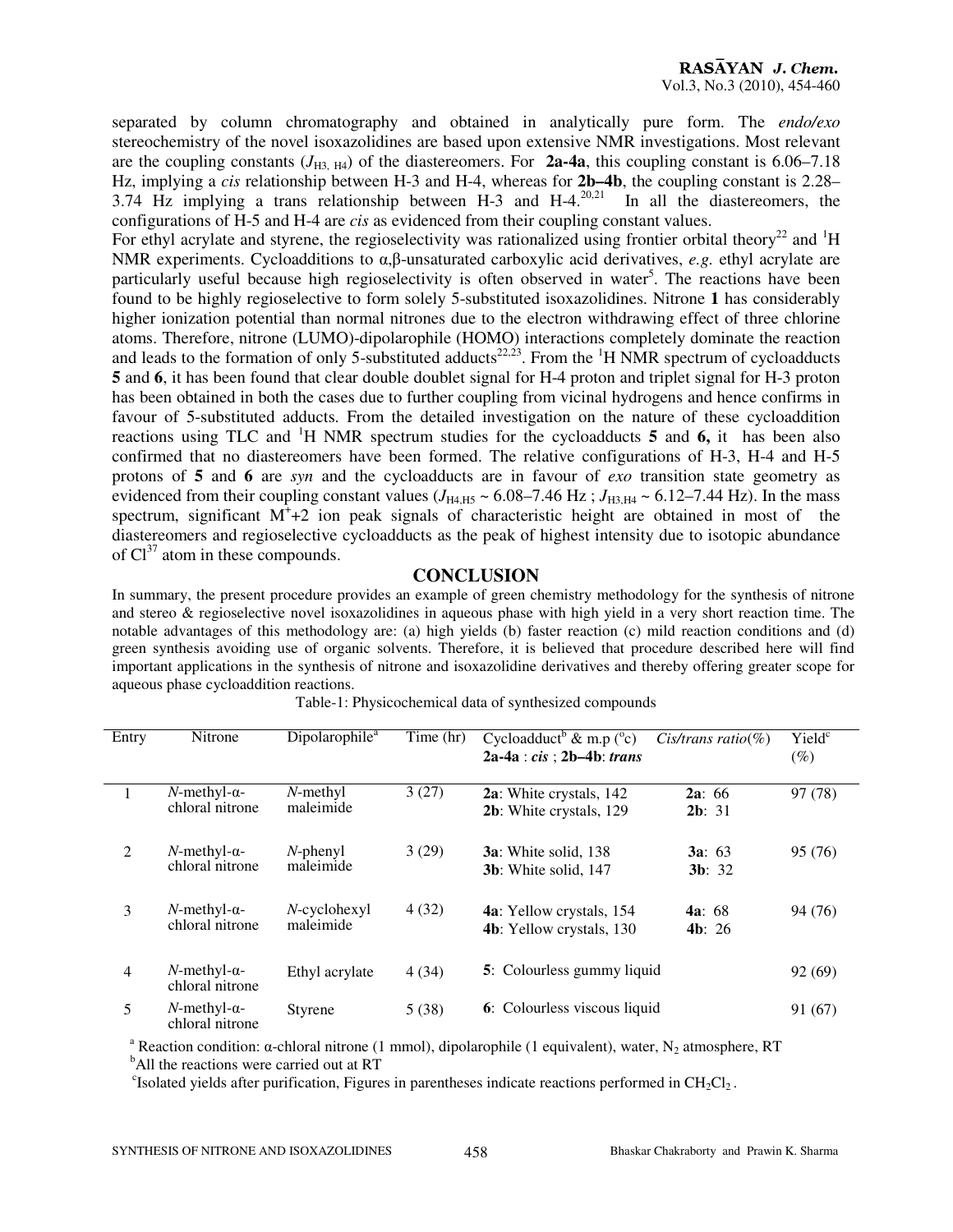separated by column chromatography and obtained in analytically pure form. The *endo/exo* stereochemistry of the novel isoxazolidines are based upon extensive NMR investigations. Most relevant are the coupling constants ($J_{H3, H4}$) of the diastereomers. For **2a-4a**, this coupling constant is 6.06–7.18 Hz, implying a *cis* relationship between H-3 and H-4, whereas for **2b–4b**, the coupling constant is 2.28–3.74 Hz implying a trans relationship between H-3 and H-4.[20,21] In all the diastereomers, the configurations of H-5 and H-4 are *cis* as evidenced from their coupling constant values.

For ethyl acrylate and styrene, the regioselectivity was rationalized using frontier orbital theory[22] and $^1$H NMR experiments. Cycloadditions to α,β-unsaturated carboxylic acid derivatives, *e.g.* ethyl acrylate are particularly useful because high regioselectivity is often observed in water[5]. The reactions have been found to be highly regioselective to form solely 5-substituted isoxazolidines. Nitrone **1** has considerably higher ionization potential than normal nitrones due to the electron withdrawing effect of three chlorine atoms. Therefore, nitrone (LUMO)-dipolarophile (HOMO) interactions completely dominate the reaction and leads to the formation of only 5-substituted adducts[22,23]. From the $^1$H NMR spectrum of cycloadducts **5** and **6**, it has been found that clear double doublet signal for H-4 proton and triplet signal for H-3 proton has been obtained in both the cases due to further coupling from vicinal hydrogens and hence confirms in favour of 5-substituted adducts. From the detailed investigation on the nature of these cycloaddition reactions using TLC and $^1$H NMR spectrum studies for the cycloadducts **5** and **6,** it has been also confirmed that no diastereomers have been formed. The relative configurations of H-3, H-4 and H-5 protons of **5** and **6** are *syn* and the cycloadducts are in favour of *exo* transition state geometry as evidenced from their coupling constant values ($J_{H4,H5}$ ~ 6.08–7.46 Hz ; $J_{H3,H4}$ ~ 6.12–7.44 Hz). In the mass spectrum, significant $M^{+}$+2 ion peak signals of characteristic height are obtained in most of the diastereomers and regioselective cycloadducts as the peak of highest intensity due to isotopic abundance of $Cl^{37}$ atom in these compounds.

## CONCLUSION

In summary, the present procedure provides an example of green chemistry methodology for the synthesis of nitrone and stereo & regioselective novel isoxazolidines in aqueous phase with high yield in a very short reaction time. The notable advantages of this methodology are: (a) high yields (b) faster reaction (c) mild reaction conditions and (d) green synthesis avoiding use of organic solvents. Therefore, it is believed that procedure described here will find important applications in the synthesis of nitrone and isoxazolidine derivatives and thereby offering greater scope for aqueous phase cycloaddition reactions.

Table-1: Physicochemical data of synthesized compounds

| Entry | Nitrone | Dipolarophile[a] | Time (hr) | Cycloadduct[b] & m.p (°c) **2a-4a** : *cis* ; **2b–4b**: *trans* | *Cis/trans ratio*(%) | Yield[c] (%) |
|---|---|---|---|---|---|---|
| 1 | *N*-methyl-α-chloral nitrone | *N*-methyl maleimide | 3 (27) | **2a**: White crystals, 142<br>**2b**: White crystals, 129 | **2a**: 66<br>**2b**: 31 | 97 (78) |
| 2 | *N*-methyl-α-chloral nitrone | *N*-phenyl maleimide | 3 (29) | **3a**: White solid, 138<br>**3b**: White solid, 147 | **3a**: 63<br>**3b**: 32 | 95 (76) |
| 3 | *N*-methyl-α-chloral nitrone | *N*-cyclohexyl maleimide | 4 (32) | **4a**: Yellow crystals, 154<br>**4b**: Yellow crystals, 130 | **4a**: 68<br>**4b**: 26 | 94 (76) |
| 4 | *N*-methyl-α-chloral nitrone | Ethyl acrylate | 4 (34) | **5**: Colourless gummy liquid | | 92 (69) |
| 5 | *N*-methyl-α-chloral nitrone | Styrene | 5 (38) | **6**: Colourless viscous liquid | | 91 (67) |

[a] Reaction condition: α-chloral nitrone (1 mmol), dipolarophile (1 equivalent), water, $N_2$ atmosphere, RT

[b] All the reactions were carried out at RT

[c] Isolated yields after purification, Figures in parentheses indicate reactions performed in $CH_2Cl_2$.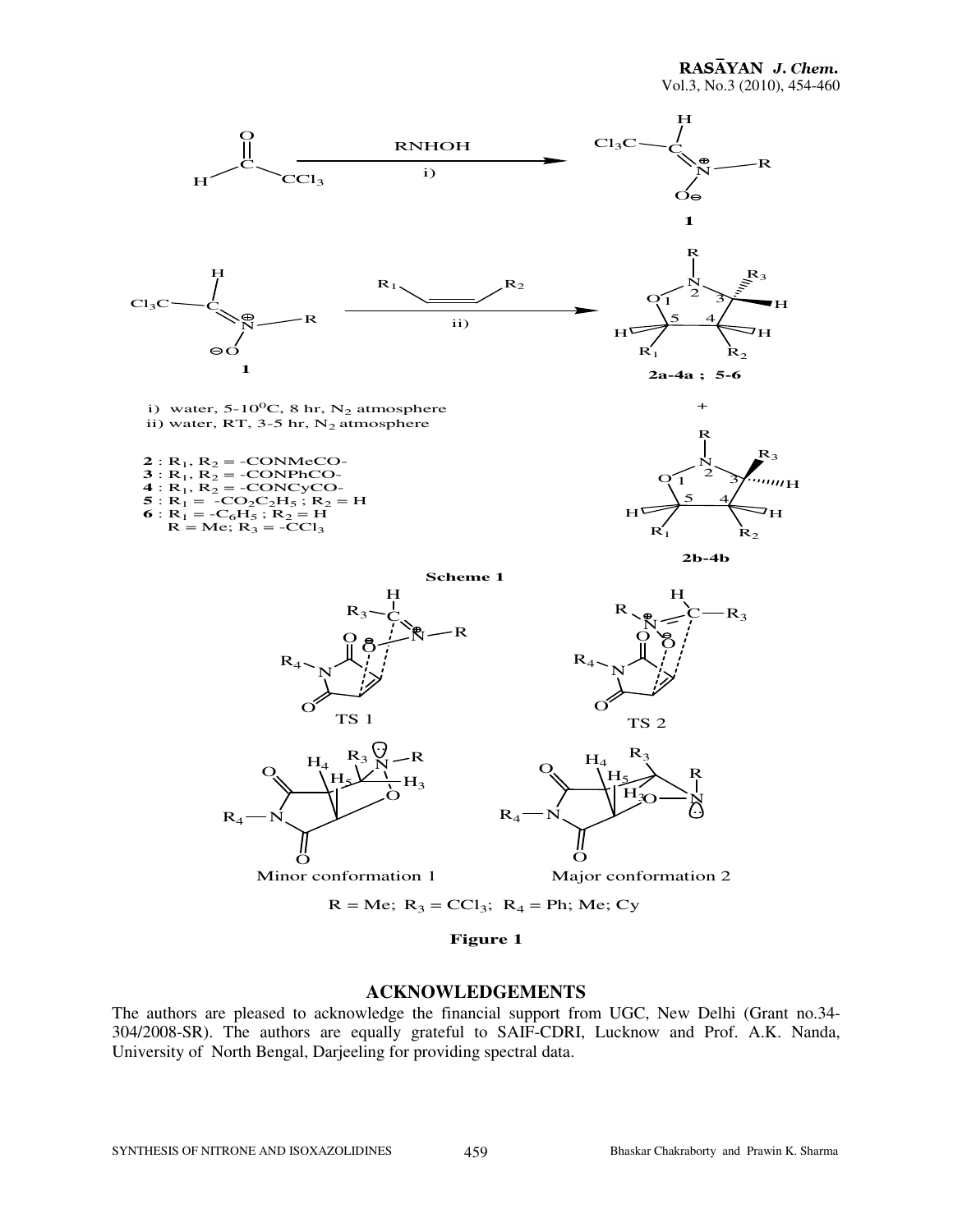i) water, 5-10$^{0}$C, 8 hr, $N_2$ atmosphere
ii) water, RT, 3-5 hr, $N_2$ atmosphere

**2** : $R_1$, $R_2$ = -CONMeCO-
**3** : $R_1$, $R_2$ = -CONPhCO-
**4** : $R_1$, $R_2$ = -CONCyCO-
**5** : $R_1$ = -$CO_2C_2H_5$ ; $R_2$ = H
**6** : $R_1$ = -$C_6H_5$ ; $R_2$ = H
R = Me; $R_3$ = -$CCl_3$

**2a-4a ; 5-6**

**2b-4b**

**Scheme 1**

TS 1 TS 2

Minor conformation 1 Major conformation 2

R = Me; $R_3$ = $CCl_3$; $R_4$ = Ph; Me; Cy

**Figure 1**

## ACKNOWLEDGEMENTS

The authors are pleased to acknowledge the financial support from UGC, New Delhi (Grant no.34-304/2008-SR). The authors are equally grateful to SAIF-CDRI, Lucknow and Prof. A.K. Nanda, University of North Bengal, Darjeeling for providing spectral data.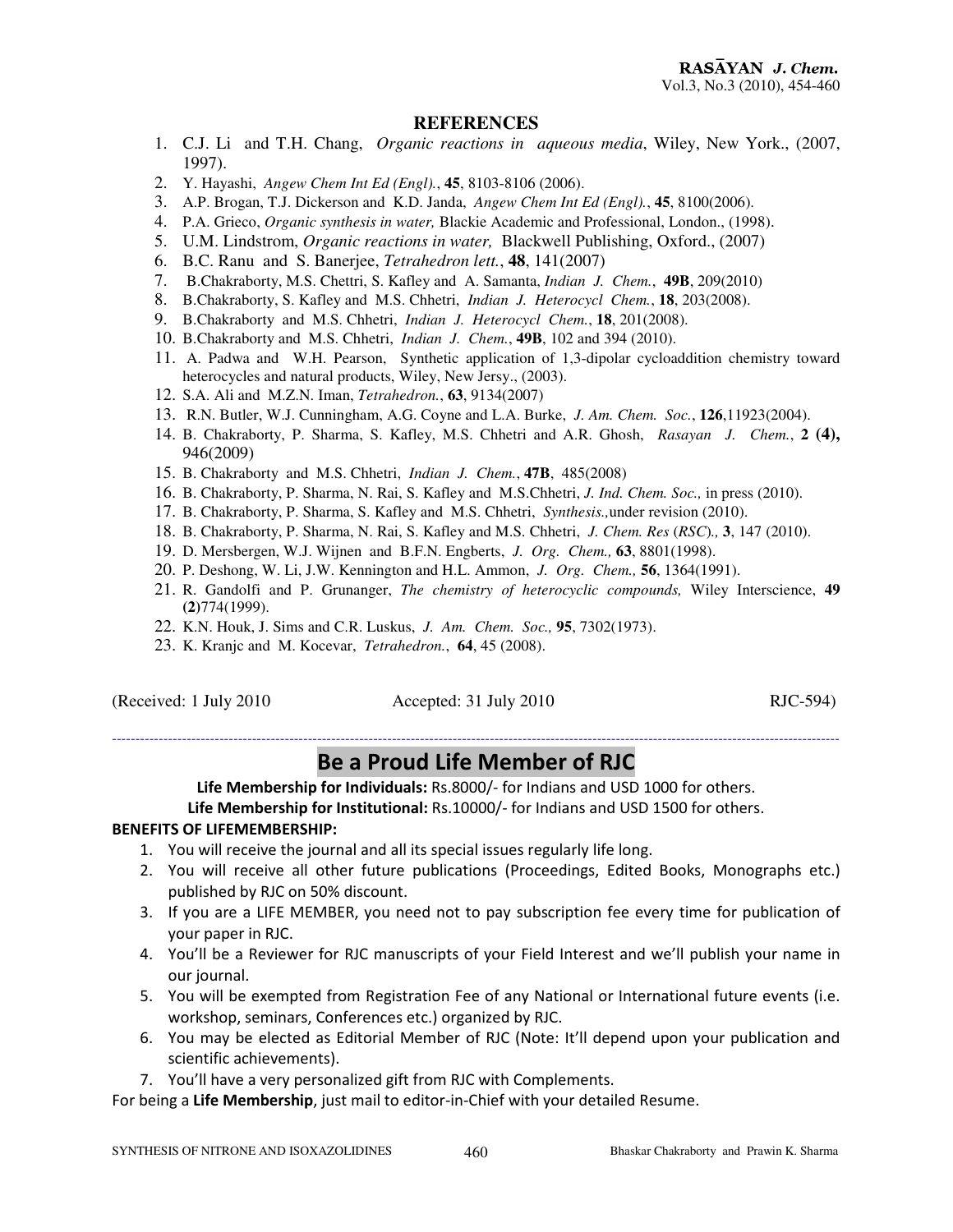## REFERENCES

1. C.J. Li and T.H. Chang, *Organic reactions in aqueous media*, Wiley, New York., (2007, 1997).
2. Y. Hayashi, *Angew Chem Int Ed (Engl).*, **45**, 8103-8106 (2006).
3. A.P. Brogan, T.J. Dickerson and K.D. Janda, *Angew Chem Int Ed (Engl).*, **45**, 8100(2006).
4. P.A. Grieco, *Organic synthesis in water,* Blackie Academic and Professional, London., (1998).
5. U.M. Lindstrom, *Organic reactions in water,* Blackwell Publishing, Oxford., (2007)
6. B.C. Ranu and S. Banerjee, *Tetrahedron lett.*, **48**, 141(2007)
7. B.Chakraborty, M.S. Chettri, S. Kafley and A. Samanta, *Indian J. Chem.*, **49B**, 209(2010)
8. B.Chakraborty, S. Kafley and M.S. Chhetri, *Indian J. Heterocycl Chem.*, **18**, 203(2008).
9. B.Chakraborty and M.S. Chhetri, *Indian J. Heterocycl Chem.*, **18**, 201(2008).
10. B.Chakraborty and M.S. Chhetri, *Indian J. Chem.*, **49B**, 102 and 394 (2010).
11. A. Padwa and W.H. Pearson, Synthetic application of 1,3-dipolar cycloaddition chemistry toward heterocycles and natural products, Wiley, New Jersy., (2003).
12. S.A. Ali and M.Z.N. Iman, *Tetrahedron.*, **63**, 9134(2007)
13. R.N. Butler, W.J. Cunningham, A.G. Coyne and L.A. Burke, *J. Am. Chem. Soc.*, **126**,11923(2004).
14. B. Chakraborty, P. Sharma, S. Kafley, M.S. Chhetri and A.R. Ghosh, *Rasayan J. Chem.*, **2 (4),** 946(2009)
15. B. Chakraborty and M.S. Chhetri, *Indian J. Chem.*, **47B**, 485(2008)
16. B. Chakraborty, P. Sharma, N. Rai, S. Kafley and M.S.Chhetri, *J. Ind. Chem. Soc.,* in press (2010).
17. B. Chakraborty, P. Sharma, S. Kafley and M.S. Chhetri, *Synthesis.,*under revision (2010).
18. B. Chakraborty, P. Sharma, N. Rai, S. Kafley and M.S. Chhetri, *J. Chem. Res* (*RSC*)*.,* **3**, 147 (2010).
19. D. Mersbergen, W.J. Wijnen and B.F.N. Engberts, *J. Org. Chem.,* **63**, 8801(1998).
20. P. Deshong, W. Li, J.W. Kennington and H.L. Ammon, *J. Org. Chem.,* **56**, 1364(1991).
21. R. Gandolfi and P. Grunanger, *The chemistry of heterocyclic compounds,* Wiley Interscience, **49 (2)**774(1999).
22. K.N. Houk, J. Sims and C.R. Luskus, *J. Am. Chem. Soc.,* **95**, 7302(1973).
23. K. Kranjc and M. Kocevar, *Tetrahedron.*, **64**, 45 (2008).

(Received: 1 July 2010 Accepted: 31 July 2010 RJC-594)

---

## Be a Proud Life Member of RJC

**Life Membership for Individuals:** Rs.8000/- for Indians and USD 1000 for others.

**Life Membership for Institutional:** Rs.10000/- for Indians and USD 1500 for others.

**BENEFITS OF LIFEMEMBERSHIP:**

1. You will receive the journal and all its special issues regularly life long.
2. You will receive all other future publications (Proceedings, Edited Books, Monographs etc.) published by RJC on 50% discount.
3. If you are a LIFE MEMBER, you need not to pay subscription fee every time for publication of your paper in RJC.
4. You'll be a Reviewer for RJC manuscripts of your Field Interest and we'll publish your name in our journal.
5. You will be exempted from Registration Fee of any National or International future events (i.e. workshop, seminars, Conferences etc.) organized by RJC.
6. You may be elected as Editorial Member of RJC (Note: It'll depend upon your publication and scientific achievements).
7. You'll have a very personalized gift from RJC with Complements.

For being a **Life Membership**, just mail to editor-in-Chief with your detailed Resume.